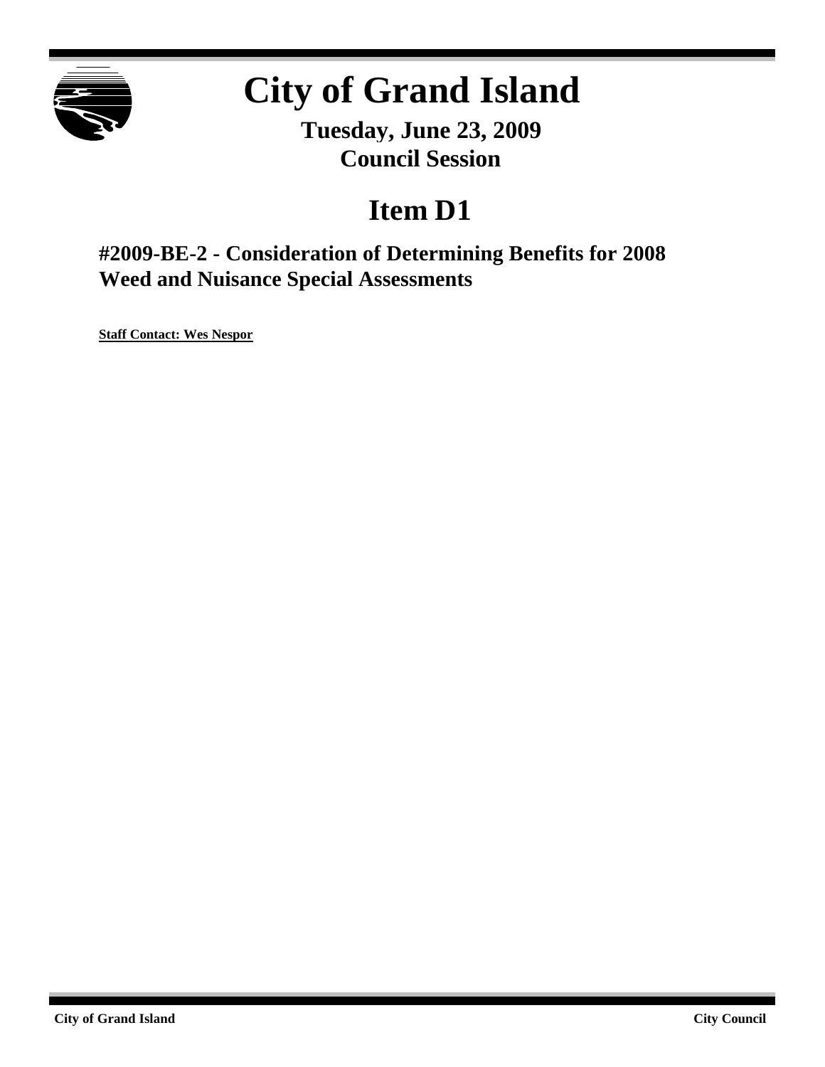# City of Grand Island

**Tuesday, June 23, 2009**
**Council Session**

## Item D1

### #2009-BE-2 - Consideration of Determining Benefits for 2008 Weed and Nuisance Special Assessments

**Staff Contact: Wes Nespor**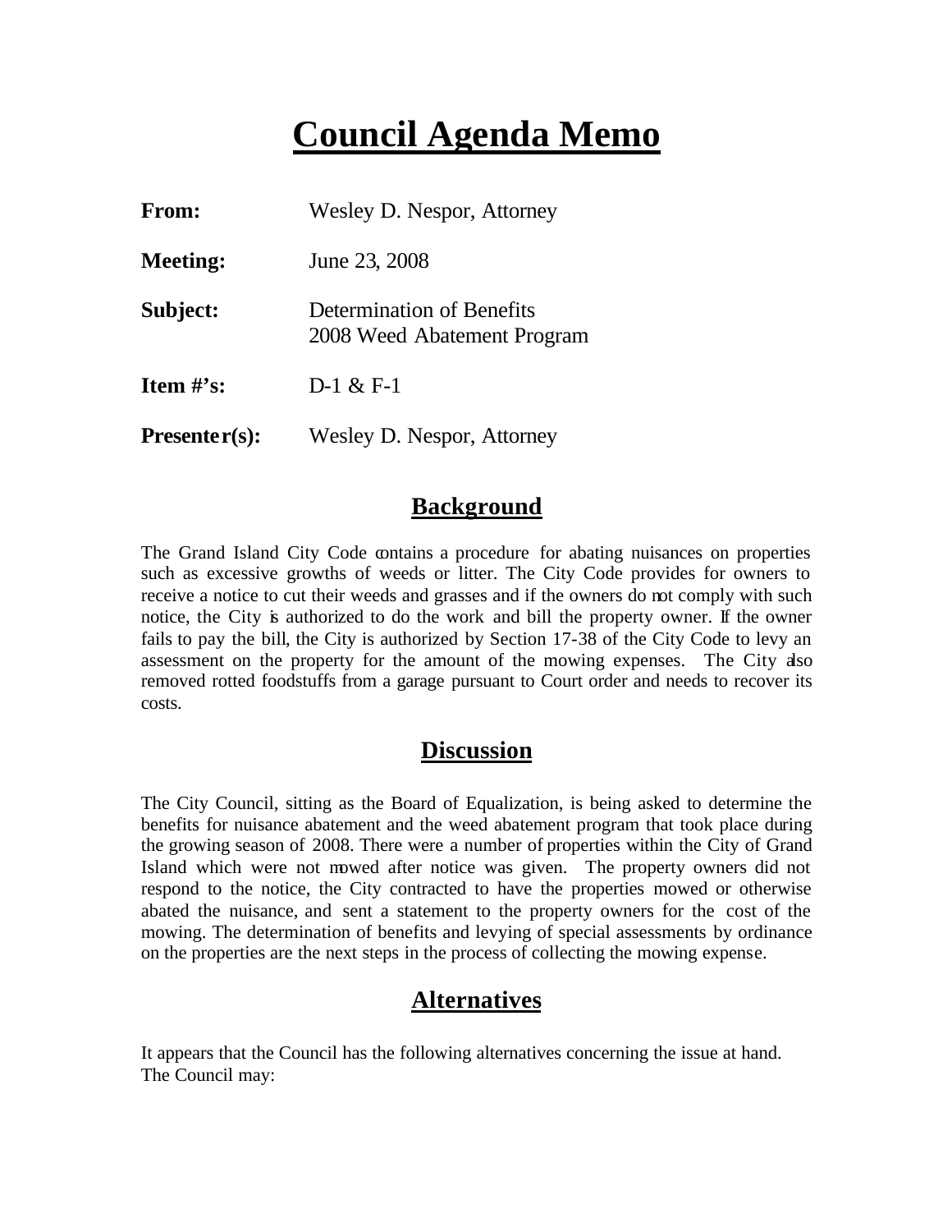# Council Agenda Memo

| | |
|---|---|
| **From:** | Wesley D. Nespor, Attorney |
| **Meeting:** | June 23, 2008 |
| **Subject:** | Determination of Benefits<br>2008 Weed Abatement Program |
| **Item #'s:** | D-1 & F-1 |
| **Presenter(s):** | Wesley D. Nespor, Attorney |

## Background

The Grand Island City Code contains a procedure for abating nuisances on properties such as excessive growths of weeds or litter. The City Code provides for owners to receive a notice to cut their weeds and grasses and if the owners do not comply with such notice, the City is authorized to do the work and bill the property owner. If the owner fails to pay the bill, the City is authorized by Section 17-38 of the City Code to levy an assessment on the property for the amount of the mowing expenses. The City also removed rotted foodstuffs from a garage pursuant to Court order and needs to recover its costs.

## Discussion

The City Council, sitting as the Board of Equalization, is being asked to determine the benefits for nuisance abatement and the weed abatement program that took place during the growing season of 2008. There were a number of properties within the City of Grand Island which were not mowed after notice was given. The property owners did not respond to the notice, the City contracted to have the properties mowed or otherwise abated the nuisance, and sent a statement to the property owners for the cost of the mowing. The determination of benefits and levying of special assessments by ordinance on the properties are the next steps in the process of collecting the mowing expense.

## Alternatives

It appears that the Council has the following alternatives concerning the issue at hand. The Council may: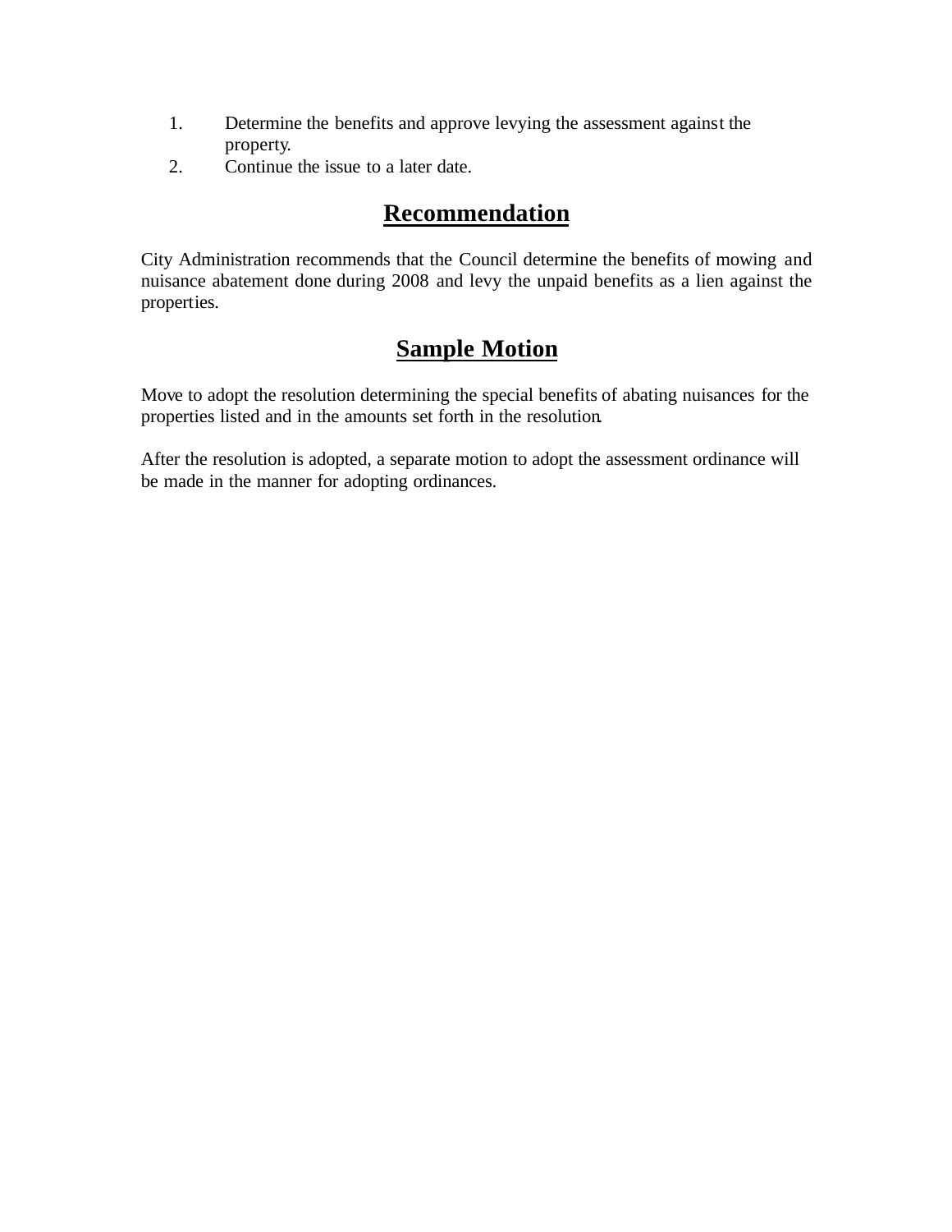1. Determine the benefits and approve levying the assessment against the property.
2. Continue the issue to a later date.

## Recommendation

City Administration recommends that the Council determine the benefits of mowing and nuisance abatement done during 2008 and levy the unpaid benefits as a lien against the properties.

## Sample Motion

Move to adopt the resolution determining the special benefits of abating nuisances for the properties listed and in the amounts set forth in the resolution.

After the resolution is adopted, a separate motion to adopt the assessment ordinance will be made in the manner for adopting ordinances.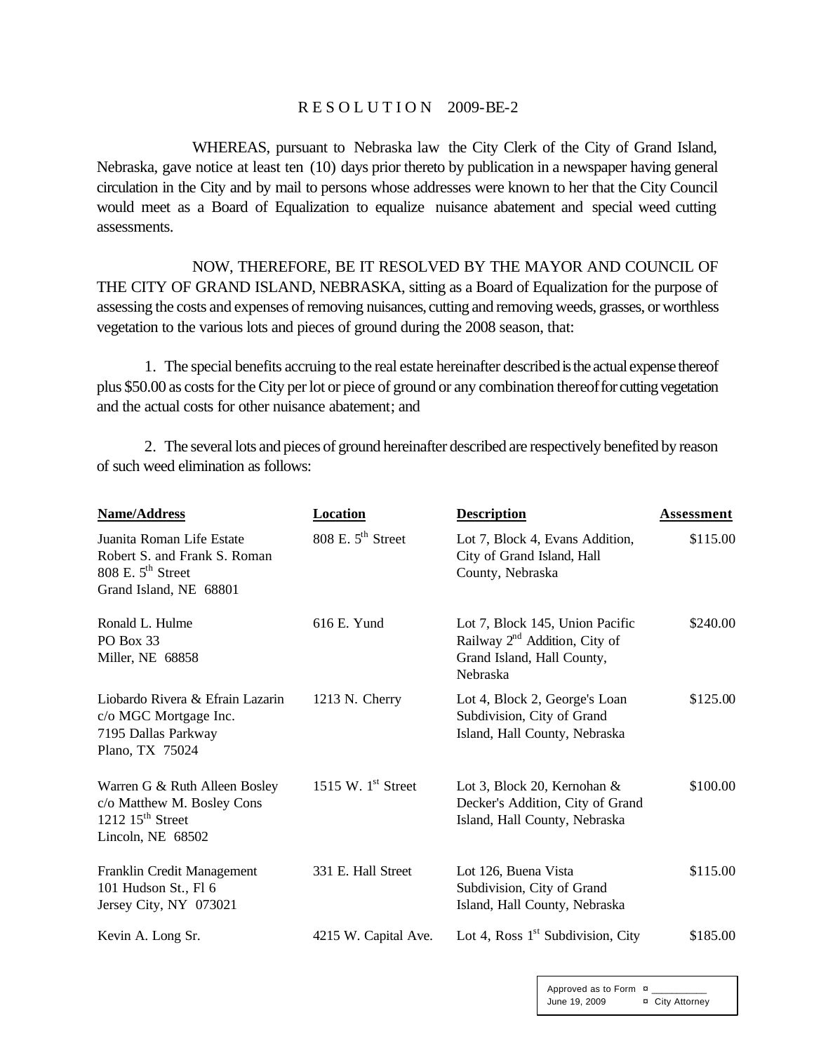# RESOLUTION 2009-BE-2

WHEREAS, pursuant to Nebraska law the City Clerk of the City of Grand Island, Nebraska, gave notice at least ten (10) days prior thereto by publication in a newspaper having general circulation in the City and by mail to persons whose addresses were known to her that the City Council would meet as a Board of Equalization to equalize nuisance abatement and special weed cutting assessments.

NOW, THEREFORE, BE IT RESOLVED BY THE MAYOR AND COUNCIL OF THE CITY OF GRAND ISLAND, NEBRASKA, sitting as a Board of Equalization for the purpose of assessing the costs and expenses of removing nuisances, cutting and removing weeds, grasses, or worthless vegetation to the various lots and pieces of ground during the 2008 season, that:

1. The special benefits accruing to the real estate hereinafter described is the actual expense thereof plus $50.00 as costs for the City per lot or piece of ground or any combination thereof for cutting vegetation and the actual costs for other nuisance abatement; and

2. The several lots and pieces of ground hereinafter described are respectively benefited by reason of such weed elimination as follows:

| Name/Address | Location | Description | Assessment |
|---|---|---|---|
| Juanita Roman Life Estate<br>Robert S. and Frank S. Roman<br>808 E. 5th Street<br>Grand Island, NE 68801 | 808 E. 5th Street | Lot 7, Block 4, Evans Addition, City of Grand Island, Hall County, Nebraska | $115.00 |
| Ronald L. Hulme<br>PO Box 33<br>Miller, NE 68858 | 616 E. Yund | Lot 7, Block 145, Union Pacific Railway 2nd Addition, City of Grand Island, Hall County, Nebraska | $240.00 |
| Liobardo Rivera & Efrain Lazarin<br>c/o MGC Mortgage Inc.<br>7195 Dallas Parkway<br>Plano, TX 75024 | 1213 N. Cherry | Lot 4, Block 2, George's Loan Subdivision, City of Grand Island, Hall County, Nebraska | $125.00 |
| Warren G & Ruth Alleen Bosley<br>c/o Matthew M. Bosley Cons<br>1212 15th Street<br>Lincoln, NE 68502 | 1515 W. 1st Street | Lot 3, Block 20, Kernohan & Decker's Addition, City of Grand Island, Hall County, Nebraska | $100.00 |
| Franklin Credit Management<br>101 Hudson St., Fl 6<br>Jersey City, NY 073021 | 331 E. Hall Street | Lot 126, Buena Vista Subdivision, City of Grand Island, Hall County, Nebraska | $115.00 |
| Kevin A. Long Sr. | 4215 W. Capital Ave. | Lot 4, Ross 1st Subdivision, City | $185.00 |

Approved as to Form ¤ ___________
June 19, 2009 ¤ City Attorney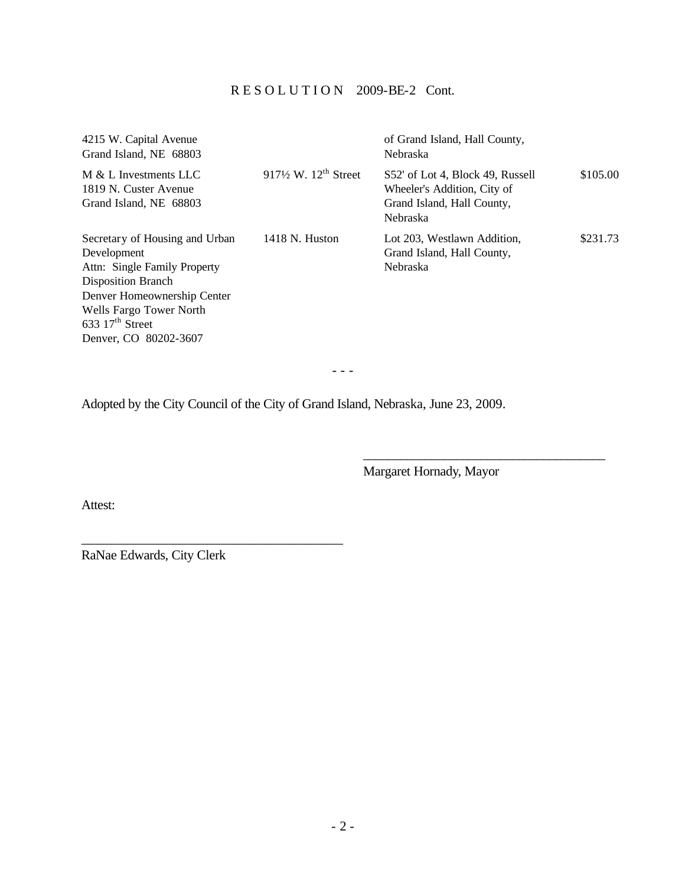R E S O L U T I O N 2009-BE-2 Cont.

| | | | |
|---|---|---|---|
| 4215 W. Capital Avenue<br>Grand Island, NE 68803 | | of Grand Island, Hall County, Nebraska | |
| M & L Investments LLC<br>1819 N. Custer Avenue<br>Grand Island, NE 68803 | 917½ W. 12th Street | S52' of Lot 4, Block 49, Russell Wheeler's Addition, City of Grand Island, Hall County, Nebraska | $105.00 |
| Secretary of Housing and Urban Development<br>Attn: Single Family Property Disposition Branch<br>Denver Homeownership Center<br>Wells Fargo Tower North<br>633 17th Street<br>Denver, CO 80202-3607 | 1418 N. Huston | Lot 203, Westlawn Addition, Grand Island, Hall County, Nebraska | $231.73 |

\- - -

Adopted by the City Council of the City of Grand Island, Nebraska, June 23, 2009.

_____________________________________
Margaret Hornady, Mayor

Attest:

_____________________________________
RaNae Edwards, City Clerk